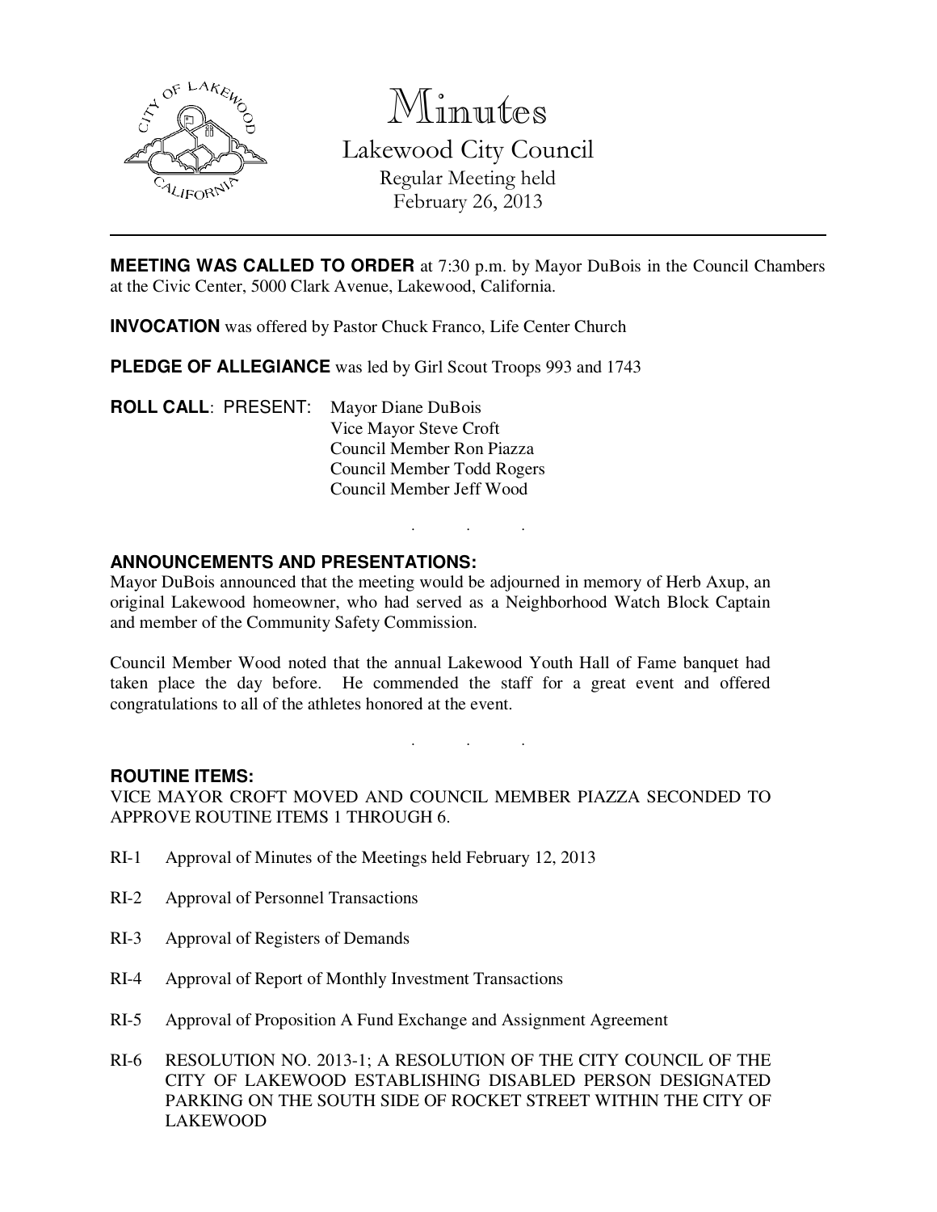# Minutes

## Lakewood City Council

Regular Meeting held
February 26, 2013

---

**MEETING WAS CALLED TO ORDER** at 7:30 p.m. by Mayor DuBois in the Council Chambers at the Civic Center, 5000 Clark Avenue, Lakewood, California.

**INVOCATION** was offered by Pastor Chuck Franco, Life Center Church

**PLEDGE OF ALLEGIANCE** was led by Girl Scout Troops 993 and 1743

**ROLL CALL**: PRESENT: Mayor Diane DuBois
Vice Mayor Steve Croft
Council Member Ron Piazza
Council Member Todd Rogers
Council Member Jeff Wood

. . .

**ANNOUNCEMENTS AND PRESENTATIONS:**

Mayor DuBois announced that the meeting would be adjourned in memory of Herb Axup, an original Lakewood homeowner, who had served as a Neighborhood Watch Block Captain and member of the Community Safety Commission.

Council Member Wood noted that the annual Lakewood Youth Hall of Fame banquet had taken place the day before. He commended the staff for a great event and offered congratulations to all of the athletes honored at the event.

. . .

**ROUTINE ITEMS:**

VICE MAYOR CROFT MOVED AND COUNCIL MEMBER PIAZZA SECONDED TO APPROVE ROUTINE ITEMS 1 THROUGH 6.

RI-1 Approval of Minutes of the Meetings held February 12, 2013

RI-2 Approval of Personnel Transactions

RI-3 Approval of Registers of Demands

RI-4 Approval of Report of Monthly Investment Transactions

RI-5 Approval of Proposition A Fund Exchange and Assignment Agreement

RI-6 RESOLUTION NO. 2013-1; A RESOLUTION OF THE CITY COUNCIL OF THE CITY OF LAKEWOOD ESTABLISHING DISABLED PERSON DESIGNATED PARKING ON THE SOUTH SIDE OF ROCKET STREET WITHIN THE CITY OF LAKEWOOD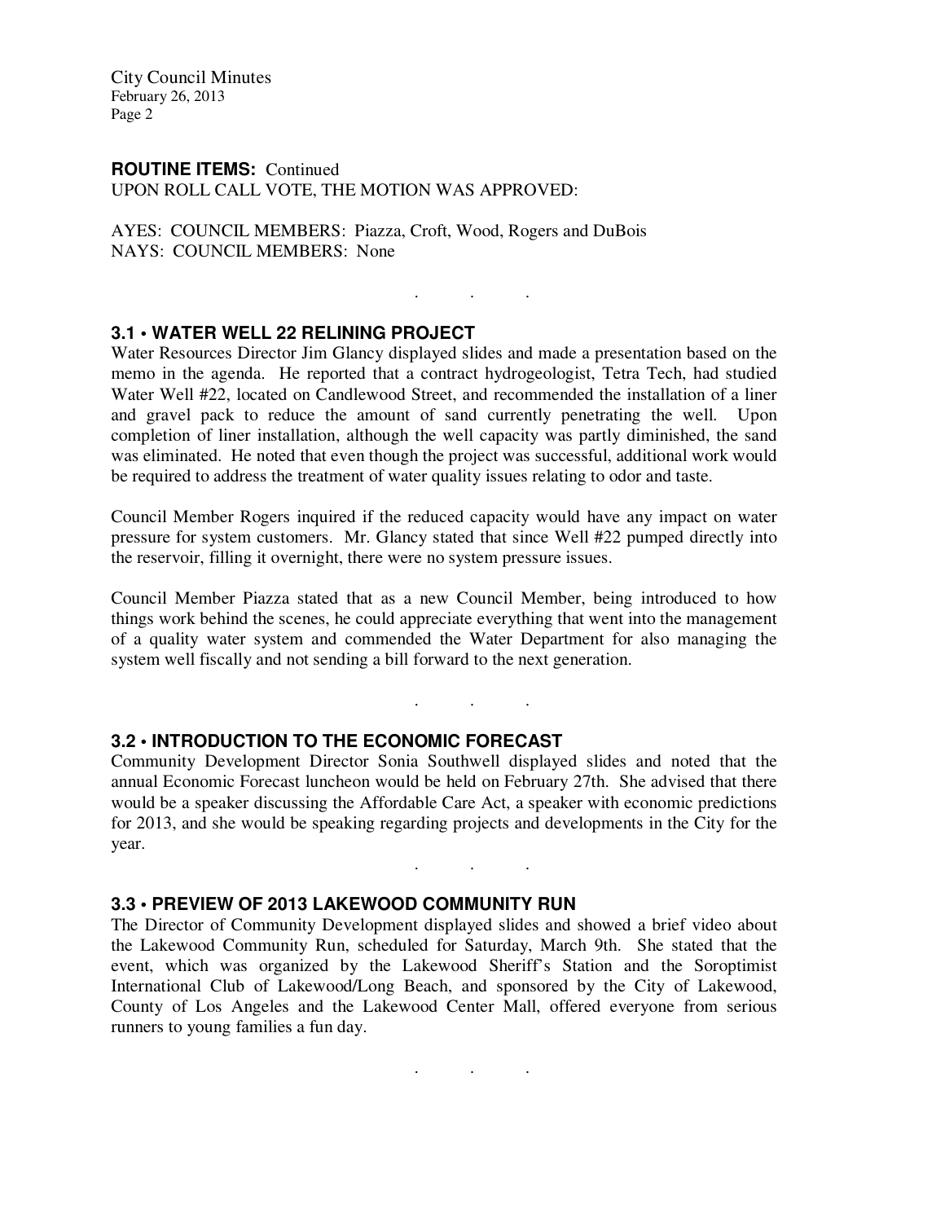**ROUTINE ITEMS:** Continued
UPON ROLL CALL VOTE, THE MOTION WAS APPROVED:

AYES: COUNCIL MEMBERS: Piazza, Croft, Wood, Rogers and DuBois
NAYS: COUNCIL MEMBERS: None

. . .

### 3.1 • WATER WELL 22 RELINING PROJECT

Water Resources Director Jim Glancy displayed slides and made a presentation based on the memo in the agenda. He reported that a contract hydrogeologist, Tetra Tech, had studied Water Well #22, located on Candlewood Street, and recommended the installation of a liner and gravel pack to reduce the amount of sand currently penetrating the well. Upon completion of liner installation, although the well capacity was partly diminished, the sand was eliminated. He noted that even though the project was successful, additional work would be required to address the treatment of water quality issues relating to odor and taste.

Council Member Rogers inquired if the reduced capacity would have any impact on water pressure for system customers. Mr. Glancy stated that since Well #22 pumped directly into the reservoir, filling it overnight, there were no system pressure issues.

Council Member Piazza stated that as a new Council Member, being introduced to how things work behind the scenes, he could appreciate everything that went into the management of a quality water system and commended the Water Department for also managing the system well fiscally and not sending a bill forward to the next generation.

. . .

### 3.2 • INTRODUCTION TO THE ECONOMIC FORECAST

Community Development Director Sonia Southwell displayed slides and noted that the annual Economic Forecast luncheon would be held on February 27th. She advised that there would be a speaker discussing the Affordable Care Act, a speaker with economic predictions for 2013, and she would be speaking regarding projects and developments in the City for the year.

. . .

### 3.3 • PREVIEW OF 2013 LAKEWOOD COMMUNITY RUN

The Director of Community Development displayed slides and showed a brief video about the Lakewood Community Run, scheduled for Saturday, March 9th. She stated that the event, which was organized by the Lakewood Sheriff's Station and the Soroptimist International Club of Lakewood/Long Beach, and sponsored by the City of Lakewood, County of Los Angeles and the Lakewood Center Mall, offered everyone from serious runners to young families a fun day.

. . .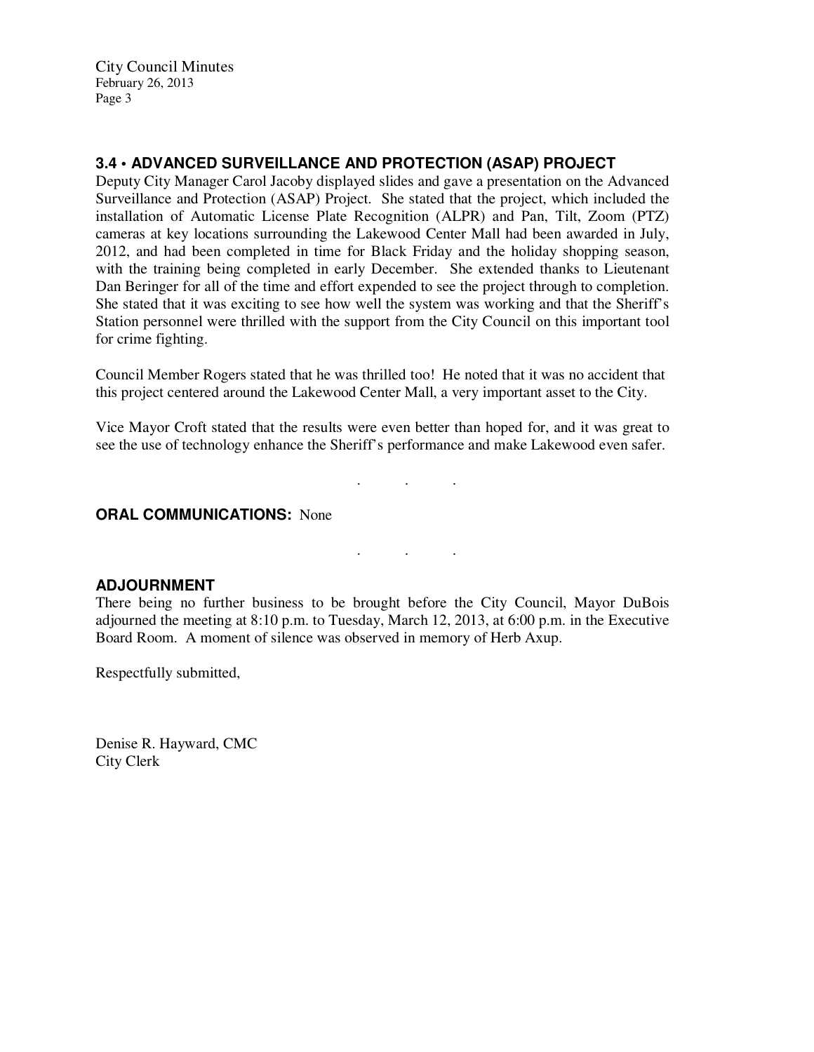### 3.4 • ADVANCED SURVEILLANCE AND PROTECTION (ASAP) PROJECT

Deputy City Manager Carol Jacoby displayed slides and gave a presentation on the Advanced Surveillance and Protection (ASAP) Project. She stated that the project, which included the installation of Automatic License Plate Recognition (ALPR) and Pan, Tilt, Zoom (PTZ) cameras at key locations surrounding the Lakewood Center Mall had been awarded in July, 2012, and had been completed in time for Black Friday and the holiday shopping season, with the training being completed in early December. She extended thanks to Lieutenant Dan Beringer for all of the time and effort expended to see the project through to completion. She stated that it was exciting to see how well the system was working and that the Sheriff's Station personnel were thrilled with the support from the City Council on this important tool for crime fighting.

Council Member Rogers stated that he was thrilled too! He noted that it was no accident that this project centered around the Lakewood Center Mall, a very important asset to the City.

Vice Mayor Croft stated that the results were even better than hoped for, and it was great to see the use of technology enhance the Sheriff's performance and make Lakewood even safer.

. . .

**ORAL COMMUNICATIONS:** None

. . .

### ADJOURNMENT

There being no further business to be brought before the City Council, Mayor DuBois adjourned the meeting at 8:10 p.m. to Tuesday, March 12, 2013, at 6:00 p.m. in the Executive Board Room. A moment of silence was observed in memory of Herb Axup.

Respectfully submitted,

Denise R. Hayward, CMC
City Clerk